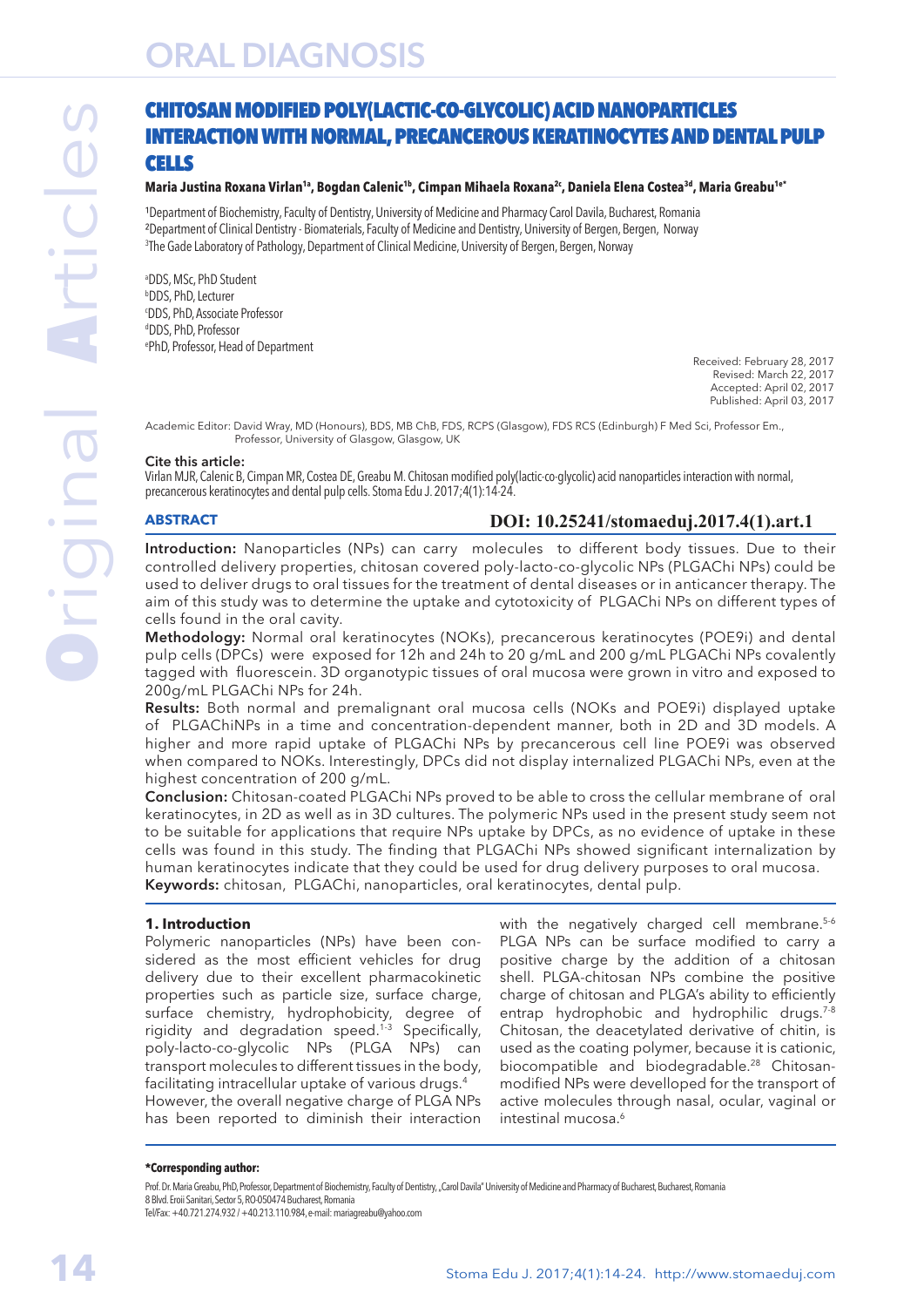# CHITOSAN MODIFIED POLY(LACTIC-CO-GLYCOLIC) ACID NANOPARTICLES INTERACTION WITH NORMAL, PRECANCEROUS KERATINOCYTES AND DENTAL PULP CELLS

**Maria Justina Roxana Virlan[1a], Bogdan Calenic[1b], Cimpan Mihaela Roxana[2c], Daniela Elena Costea[3d], Maria Greabu[1e*]**

[1]Department of Biochemistry, Faculty of Dentistry, University of Medicine and Pharmacy Carol Davila, Bucharest, Romania
[2]Department of Clinical Dentistry - Biomaterials, Faculty of Medicine and Dentistry, University of Bergen, Bergen, Norway
[3]The Gade Laboratory of Pathology, Department of Clinical Medicine, University of Bergen, Bergen, Norway

[a]DDS, MSc, PhD Student
[b]DDS, PhD, Lecturer
[c]DDS, PhD, Associate Professor
[d]DDS, PhD, Professor
[e]PhD, Professor, Head of Department

Received: February 28, 2017
Revised: March 22, 2017
Accepted: April 02, 2017
Published: April 03, 2017

Academic Editor: David Wray, MD (Honours), BDS, MB ChB, FDS, RCPS (Glasgow), FDS RCS (Edinburgh) F Med Sci, Professor Em., Professor, University of Glasgow, Glasgow, UK

**Cite this article:**
Virlan MJR, Calenic B, Cimpan MR, Costea DE, Greabu M. Chitosan modified poly(lactic-co-glycolic) acid nanoparticles interaction with normal, precancerous keratinocytes and dental pulp cells. Stoma Edu J. 2017;4(1):14-24.

## ABSTRACT

**DOI: 10.25241/stomaeduj.2017.4(1).art.1**

**Introduction:** Nanoparticles (NPs) can carry molecules to different body tissues. Due to their controlled delivery properties, chitosan covered poly-lacto-co-glycolic NPs (PLGAChi NPs) could be used to deliver drugs to oral tissues for the treatment of dental diseases or in anticancer therapy. The aim of this study was to determine the uptake and cytotoxicity of PLGAChi NPs on different types of cells found in the oral cavity.

**Methodology:** Normal oral keratinocytes (NOKs), precancerous keratinocytes (POE9i) and dental pulp cells (DPCs) were exposed for 12h and 24h to 20 g/mL and 200 g/mL PLGAChi NPs covalently tagged with fluorescein. 3D organotypic tissues of oral mucosa were grown in vitro and exposed to 200g/mL PLGAChi NPs for 24h.

**Results:** Both normal and premalignant oral mucosa cells (NOKs and POE9i) displayed uptake of PLGAChiNPs in a time and concentration-dependent manner, both in 2D and 3D models. A higher and more rapid uptake of PLGAChi NPs by precancerous cell line POE9i was observed when compared to NOKs. Interestingly, DPCs did not display internalized PLGAChi NPs, even at the highest concentration of 200 g/mL.

**Conclusion:** Chitosan-coated PLGAChi NPs proved to be able to cross the cellular membrane of oral keratinocytes, in 2D as well as in 3D cultures. The polymeric NPs used in the present study seem not to be suitable for applications that require NPs uptake by DPCs, as no evidence of uptake in these cells was found in this study. The finding that PLGAChi NPs showed significant internalization by human keratinocytes indicate that they could be used for drug delivery purposes to oral mucosa.

**Keywords:** chitosan, PLGAChi, nanoparticles, oral keratinocytes, dental pulp.

## 1. Introduction

Polymeric nanoparticles (NPs) have been considered as the most efficient vehicles for drug delivery due to their excellent pharmacokinetic properties such as particle size, surface charge, surface chemistry, hydrophobicity, degree of rigidity and degradation speed.[1-3] Specifically, poly-lacto-co-glycolic NPs (PLGA NPs) can transport molecules to different tissues in the body, facilitating intracellular uptake of various drugs.[4] However, the overall negative charge of PLGA NPs has been reported to diminish their interaction with the negatively charged cell membrane.[5-6] PLGA NPs can be surface modified to carry a positive charge by the addition of a chitosan shell. PLGA-chitosan NPs combine the positive charge of chitosan and PLGA's ability to efficiently entrap hydrophobic and hydrophilic drugs.[7-8] Chitosan, the deacetylated derivative of chitin, is used as the coating polymer, because it is cationic, biocompatible and biodegradable.[28] Chitosan-modified NPs were develloped for the transport of active molecules through nasal, ocular, vaginal or intestinal mucosa.[6]

**\*Corresponding author:**

Prof. Dr. Maria Greabu, PhD, Professor, Department of Biochemistry, Faculty of Dentistry, „Carol Davila" University of Medicine and Pharmacy of Bucharest, Bucharest, Romania
8 Blvd. Eroii Sanitari, Sector 5, RO-050474 Bucharest, Romania
Tel/Fax: +40.721.274.932 / +40.213.110.984, e-mail: mariagreabu@yahoo.com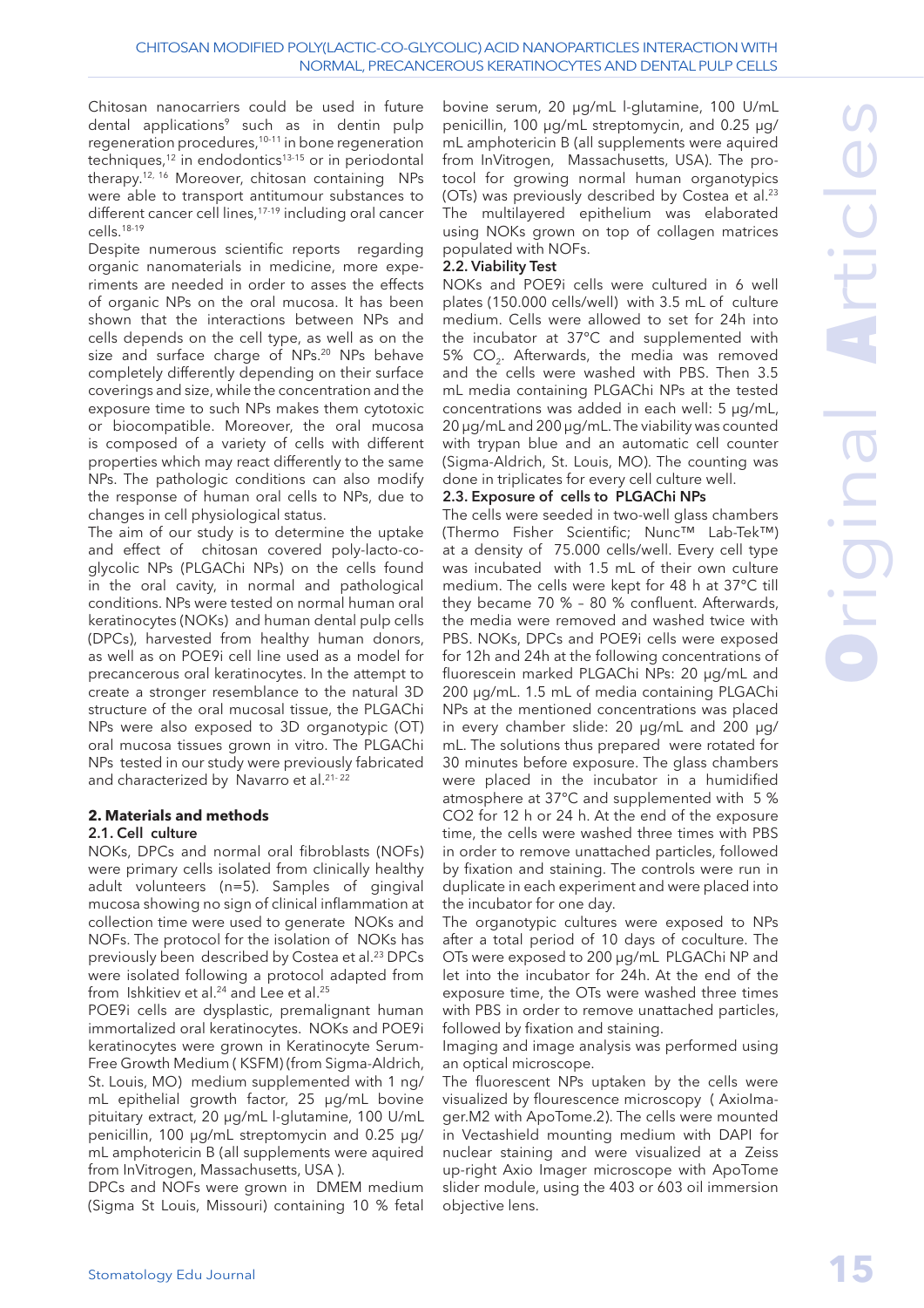Chitosan nanocarriers could be used in future dental applications[9] such as in dentin pulp regeneration procedures,[10-11] in bone regeneration techniques,[12] in endodontics[13-15] or in periodontal therapy.[12, 16] Moreover, chitosan containing NPs were able to transport antitumour substances to different cancer cell lines,[17-19] including oral cancer cells.[18-19]

Despite numerous scientific reports regarding organic nanomaterials in medicine, more experiments are needed in order to asses the effects of organic NPs on the oral mucosa. It has been shown that the interactions between NPs and cells depends on the cell type, as well as on the size and surface charge of NPs.[20] NPs behave completely differently depending on their surface coverings and size, while the concentration and the exposure time to such NPs makes them cytotoxic or biocompatible. Moreover, the oral mucosa is composed of a variety of cells with different properties which may react differently to the same NPs. The pathologic conditions can also modify the response of human oral cells to NPs, due to changes in cell physiological status.

The aim of our study is to determine the uptake and effect of chitosan covered poly-lacto-co-glycolic NPs (PLGAChi NPs) on the cells found in the oral cavity, in normal and pathological conditions. NPs were tested on normal human oral keratinocytes (NOKs) and human dental pulp cells (DPCs), harvested from healthy human donors, as well as on POE9i cell line used as a model for precancerous oral keratinocytes. In the attempt to create a stronger resemblance to the natural 3D structure of the oral mucosal tissue, the PLGAChi NPs were also exposed to 3D organotypic (OT) oral mucosa tissues grown in vitro. The PLGAChi NPs tested in our study were previously fabricated and characterized by Navarro et al.[21-22]

## 2. Materials and methods

### 2.1. Cell culture

NOKs, DPCs and normal oral fibroblasts (NOFs) were primary cells isolated from clinically healthy adult volunteers (n=5). Samples of gingival mucosa showing no sign of clinical inflammation at collection time were used to generate NOKs and NOFs. The protocol for the isolation of NOKs has previously been described by Costea et al.[23] DPCs were isolated following a protocol adapted from from Ishkitiev et al.[24] and Lee et al.[25]

POE9i cells are dysplastic, premalignant human immortalized oral keratinocytes. NOKs and POE9i keratinocytes were grown in Keratinocyte Serum-Free Growth Medium ( KSFM) (from Sigma-Aldrich, St. Louis, MO) medium supplemented with 1 ng/mL epithelial growth factor, 25 µg/mL bovine pituitary extract, 20 µg/mL l-glutamine, 100 U/mL penicillin, 100 µg/mL streptomycin and 0.25 µg/mL amphotericin B (all supplements were aquired from InVitrogen, Massachusetts, USA ).

DPCs and NOFs were grown in DMEM medium (Sigma St Louis, Missouri) containing 10 % fetal bovine serum, 20 µg/mL l-glutamine, 100 U/mL penicillin, 100 µg/mL streptomycin, and 0.25 µg/mL amphotericin B (all supplements were aquired from InVitrogen, Massachusetts, USA). The protocol for growing normal human organotypics (OTs) was previously described by Costea et al.[23] The multilayered epithelium was elaborated using NOKs grown on top of collagen matrices populated with NOFs.

### 2.2. Viability Test

NOKs and POE9i cells were cultured in 6 well plates (150.000 cells/well) with 3.5 mL of culture medium. Cells were allowed to set for 24h into the incubator at 37°C and supplemented with 5% $CO_2$. Afterwards, the media was removed and the cells were washed with PBS. Then 3.5 mL media containing PLGAChi NPs at the tested concentrations was added in each well: 5 µg/mL, 20 µg/mL and 200 µg/mL. The viability was counted with trypan blue and an automatic cell counter (Sigma-Aldrich, St. Louis, MO). The counting was done in triplicates for every cell culture well.

### 2.3. Exposure of cells to PLGAChi NPs

The cells were seeded in two-well glass chambers (Thermo Fisher Scientific; Nunc™ Lab-Tek™) at a density of 75.000 cells/well. Every cell type was incubated with 1.5 mL of their own culture medium. The cells were kept for 48 h at 37°C till they became 70 % – 80 % confluent. Afterwards, the media were removed and washed twice with PBS. NOKs, DPCs and POE9i cells were exposed for 12h and 24h at the following concentrations of fluorescein marked PLGAChi NPs: 20 µg/mL and 200 µg/mL. 1.5 mL of media containing PLGAChi NPs at the mentioned concentrations was placed in every chamber slide: 20 µg/mL and 200 µg/mL. The solutions thus prepared were rotated for 30 minutes before exposure. The glass chambers were placed in the incubator in a humidified atmosphere at 37°C and supplemented with 5 % CO2 for 12 h or 24 h. At the end of the exposure time, the cells were washed three times with PBS in order to remove unattached particles, followed by fixation and staining. The controls were run in duplicate in each experiment and were placed into the incubator for one day.

The organotypic cultures were exposed to NPs after a total period of 10 days of coculture. The OTs were exposed to 200 µg/mL PLGAChi NP and let into the incubator for 24h. At the end of the exposure time, the OTs were washed three times with PBS in order to remove unattached particles, followed by fixation and staining.

Imaging and image analysis was performed using an optical microscope.

The fluorescent NPs uptaken by the cells were visualized by flourescence microscopy ( AxioImager.M2 with ApoTome.2). The cells were mounted in Vectashield mounting medium with DAPI for nuclear staining and were visualized at a Zeiss up-right Axio Imager microscope with ApoTome slider module, using the 403 or 603 oil immersion objective lens.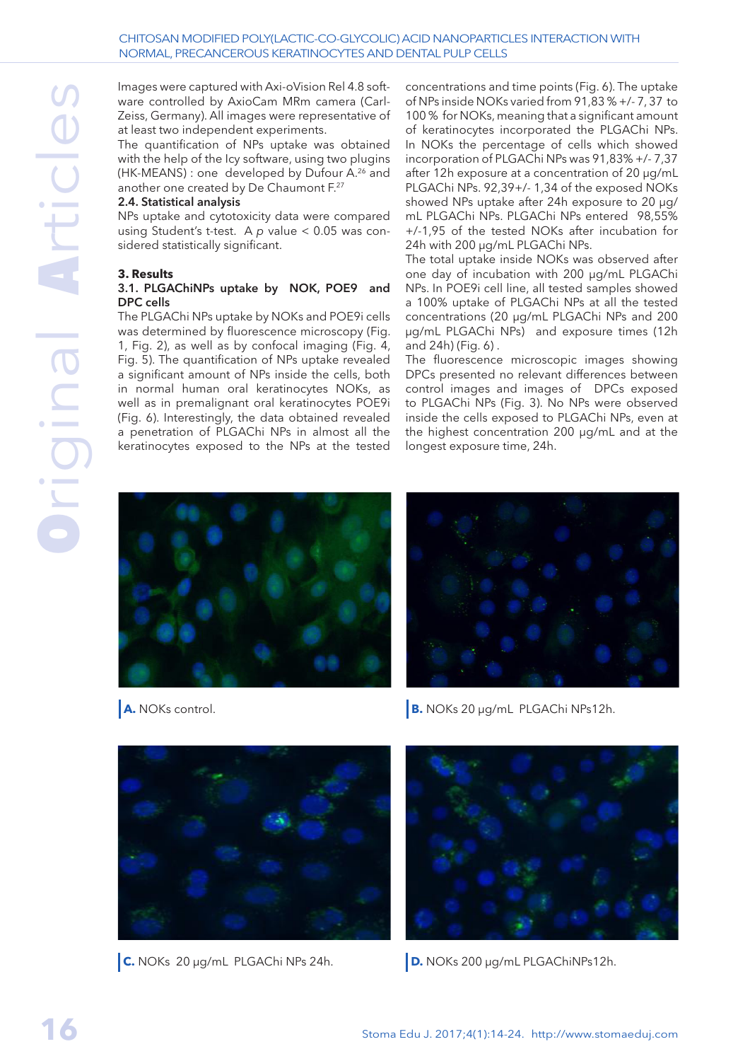Images were captured with Axi-oVision Rel 4.8 software controlled by AxioCam MRm camera (Carl-Zeiss, Germany). All images were representative of at least two independent experiments.

The quantification of NPs uptake was obtained with the help of the Icy software, using two plugins (HK-MEANS) : one developed by Dufour A.[26] and another one created by De Chaumont F.[27]

### 2.4. Statistical analysis

NPs uptake and cytotoxicity data were compared using Student's t-test. A *p* value < 0.05 was considered statistically significant.

## 3. Results

### 3.1. PLGAChiNPs uptake by NOK, POE9 and DPC cells

The PLGAChi NPs uptake by NOKs and POE9i cells was determined by fluorescence microscopy (Fig. 1, Fig. 2), as well as by confocal imaging (Fig. 4, Fig. 5). The quantification of NPs uptake revealed a significant amount of NPs inside the cells, both in normal human oral keratinocytes NOKs, as well as in premalignant oral keratinocytes POE9i (Fig. 6). Interestingly, the data obtained revealed a penetration of PLGAChi NPs in almost all the keratinocytes exposed to the NPs at the tested concentrations and time points (Fig. 6). The uptake of NPs inside NOKs varied from 91,83 % +/- 7, 37 to 100 % for NOKs, meaning that a significant amount of keratinocytes incorporated the PLGAChi NPs. In NOKs the percentage of cells which showed incorporation of PLGAChi NPs was 91,83% +/- 7,37 after 12h exposure at a concentration of 20 µg/mL PLGAChi NPs. 92,39+/- 1,34 of the exposed NOKs showed NPs uptake after 24h exposure to 20 µg/mL PLGAChi NPs. PLGAChi NPs entered 98,55% +/-1,95 of the tested NOKs after incubation for 24h with 200 µg/mL PLGAChi NPs.

The total uptake inside NOKs was observed after one day of incubation with 200 µg/mL PLGAChi NPs. In POE9i cell line, all tested samples showed a 100% uptake of PLGAChi NPs at all the tested concentrations (20 µg/mL PLGAChi NPs and 200 µg/mL PLGAChi NPs) and exposure times (12h and 24h) (Fig. 6) .

The fluorescence microscopic images showing DPCs presented no relevant differences between control images and images of DPCs exposed to PLGAChi NPs (Fig. 3). No NPs were observed inside the cells exposed to PLGAChi NPs, even at the highest concentration 200 µg/mL and at the longest exposure time, 24h.

**A.** NOKs control.

**B.** NOKs 20 µg/mL PLGAChi NPs12h.

**C.** NOKs 20 µg/mL PLGAChi NPs 24h.

**D.** NOKs 200 µg/mL PLGAChiNPs12h.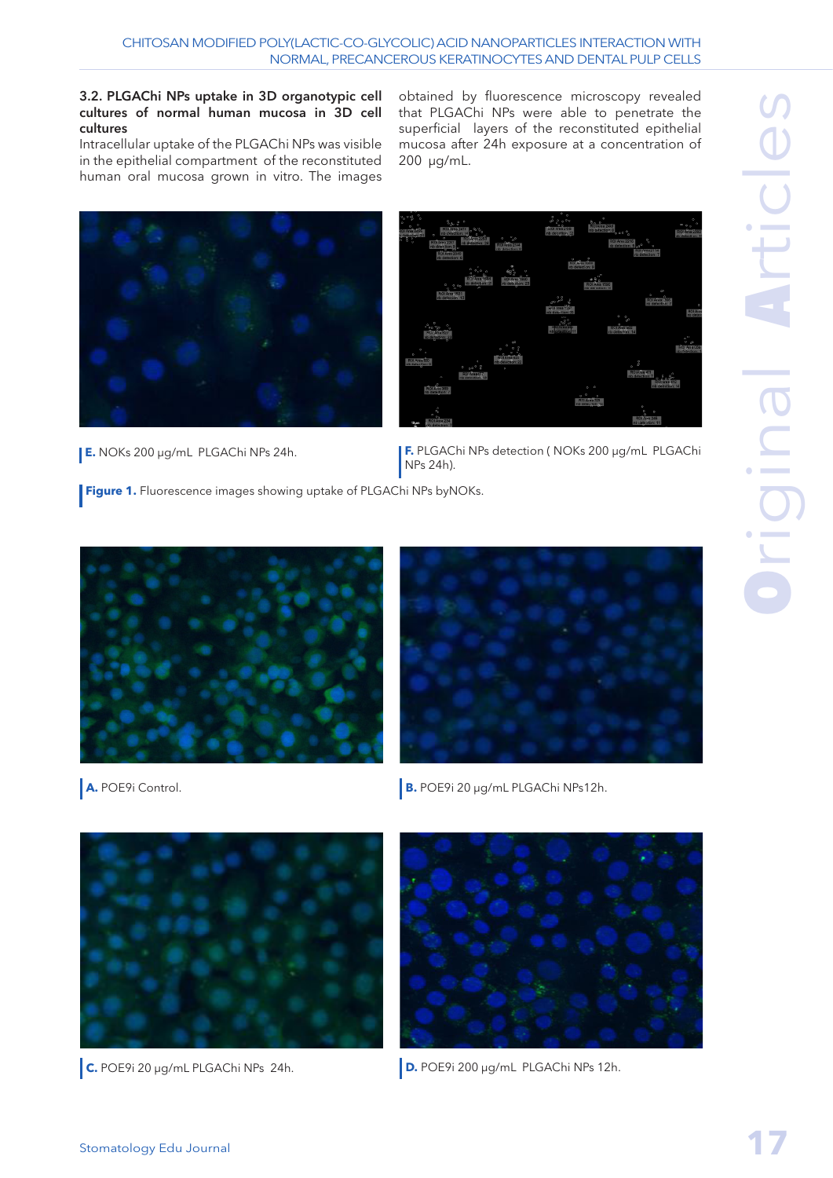### 3.2. PLGAChi NPs uptake in 3D organotypic cell cultures of normal human mucosa in 3D cell cultures

Intracellular uptake of the PLGAChi NPs was visible in the epithelial compartment of the reconstituted human oral mucosa grown in vitro. The images obtained by fluorescence microscopy revealed that PLGAChi NPs were able to penetrate the superficial layers of the reconstituted epithelial mucosa after 24h exposure at a concentration of 200 μg/mL.

**E.** NOKs 200 μg/mL PLGAChi NPs 24h.

**F.** PLGAChi NPs detection ( NOKs 200 μg/mL PLGAChi NPs 24h).

**Figure 1.** Fluorescence images showing uptake of PLGAChi NPs byNOKs.

**A.** POE9i Control.

**B.** POE9i 20 μg/mL PLGAChi NPs12h.

**C.** POE9i 20 μg/mL PLGAChi NPs 24h.

**D.** POE9i 200 μg/mL PLGAChi NPs 12h.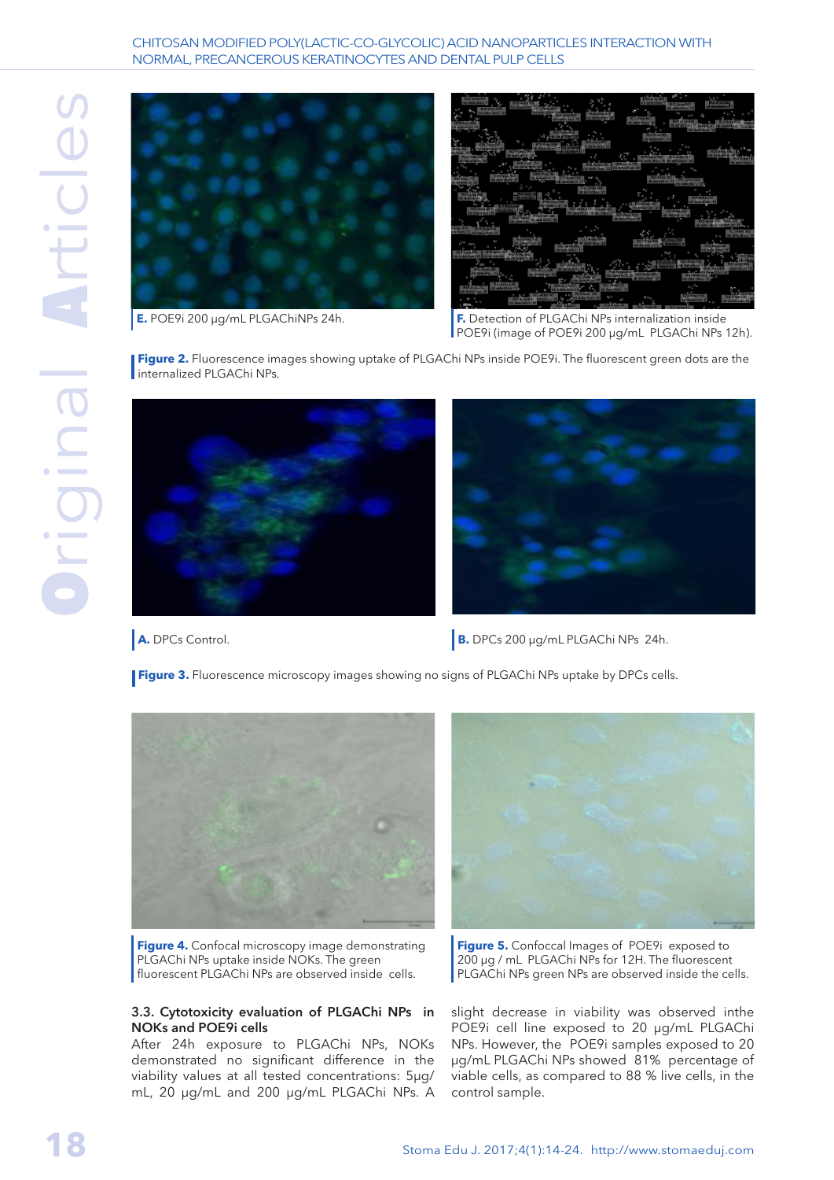**E.** POE9i 200 µg/mL PLGAChiNPs 24h.

**F.** Detection of PLGAChi NPs internalization inside POE9i (image of POE9i 200 µg/mL PLGAChi NPs 12h).

**Figure 2.** Fluorescence images showing uptake of PLGAChi NPs inside POE9i. The fluorescent green dots are the internalized PLGAChi NPs.

**A.** DPCs Control.

**B.** DPCs 200 µg/mL PLGAChi NPs 24h.

**Figure 3.** Fluorescence microscopy images showing no signs of PLGAChi NPs uptake by DPCs cells.

**Figure 4.** Confocal microscopy image demonstrating PLGAChi NPs uptake inside NOKs. The green fluorescent PLGAChi NPs are observed inside cells.

**Figure 5.** Confoccal Images of POE9i exposed to 200 µg / mL PLGAChi NPs for 12H. The fluorescent PLGAChi NPs green NPs are observed inside the cells.

### 3.3. Cytotoxicity evaluation of PLGAChi NPs in NOKs and POE9i cells

After 24h exposure to PLGAChi NPs, NOKs demonstrated no significant difference in the viability values at all tested concentrations: 5µg/mL, 20 µg/mL and 200 µg/mL PLGAChi NPs. A slight decrease in viability was observed inthe POE9i cell line exposed to 20 µg/mL PLGAChi NPs. However, the POE9i samples exposed to 20 µg/mL PLGAChi NPs showed 81% percentage of viable cells, as compared to 88 % live cells, in the control sample.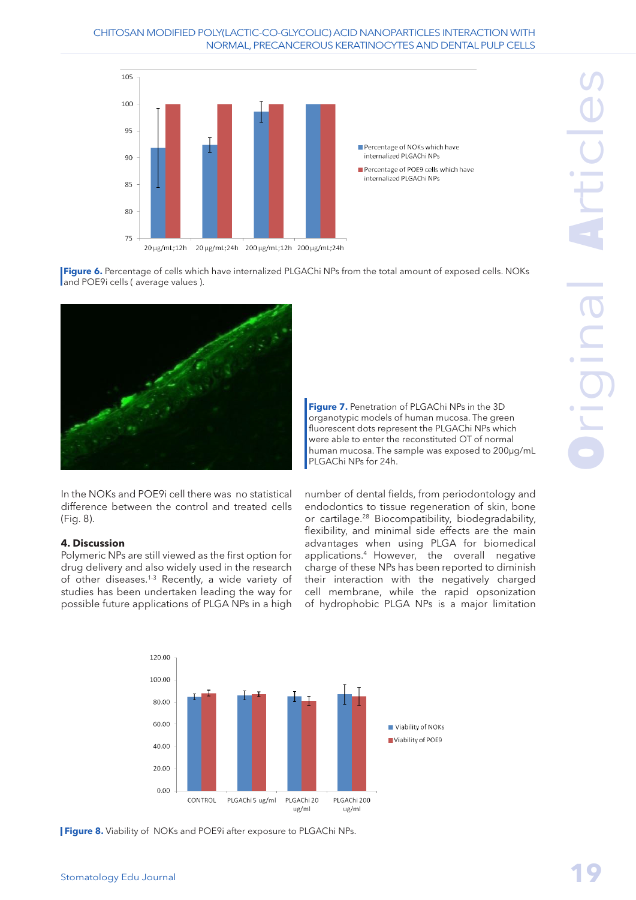**Figure 6.** Percentage of cells which have internalized PLGAChi NPs from the total amount of exposed cells. NOKs and POE9i cells ( average values ).

**Figure 7.** Penetration of PLGAChi NPs in the 3D organotypic models of human mucosa. The green fluorescent dots represent the PLGAChi NPs which were able to enter the reconstituted OT of normal human mucosa. The sample was exposed to 200μg/mL PLGAChi NPs for 24h.

In the NOKs and POE9i cell there was no statistical difference between the control and treated cells (Fig. 8).

### 4. Discussion

Polymeric NPs are still viewed as the first option for drug delivery and also widely used in the research of other diseases.[1-3] Recently, a wide variety of studies has been undertaken leading the way for possible future applications of PLGA NPs in a high number of dental fields, from periodontology and endodontics to tissue regeneration of skin, bone or cartilage.[28] Biocompatibility, biodegradability, flexibility, and minimal side effects are the main advantages when using PLGA for biomedical applications.[4] However, the overall negative charge of these NPs has been reported to diminish their interaction with the negatively charged cell membrane, while the rapid opsonization of hydrophobic PLGA NPs is a major limitation

**Figure 8.** Viability of NOKs and POE9i after exposure to PLGAChi NPs.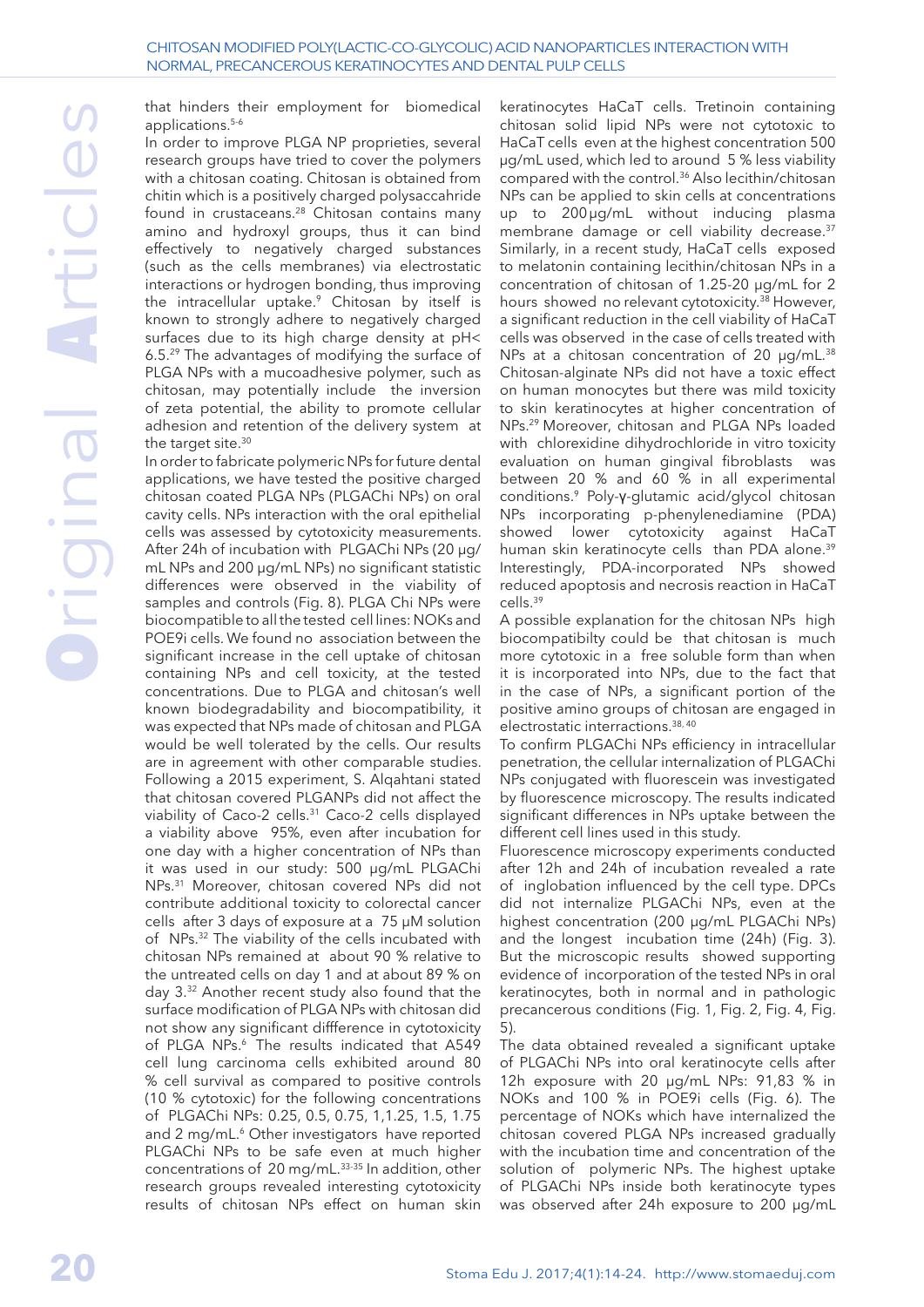that hinders their employment for biomedical applications.[5-6]

In order to improve PLGA NP proprieties, several research groups have tried to cover the polymers with a chitosan coating. Chitosan is obtained from chitin which is a positively charged polysaccahride found in crustaceans.[28] Chitosan contains many amino and hydroxyl groups, thus it can bind effectively to negatively charged substances (such as the cells membranes) via electrostatic interactions or hydrogen bonding, thus improving the intracellular uptake.[9] Chitosan by itself is known to strongly adhere to negatively charged surfaces due to its high charge density at pH< 6.5.[29] The advantages of modifying the surface of PLGA NPs with a mucoadhesive polymer, such as chitosan, may potentially include the inversion of zeta potential, the ability to promote cellular adhesion and retention of the delivery system at the target site.[30]

In order to fabricate polymeric NPs for future dental applications, we have tested the positive charged chitosan coated PLGA NPs (PLGAChi NPs) on oral cavity cells. NPs interaction with the oral epithelial cells was assessed by cytotoxicity measurements. After 24h of incubation with PLGAChi NPs (20 µg/mL NPs and 200 µg/mL NPs) no significant statistic differences were observed in the viability of samples and controls (Fig. 8). PLGA Chi NPs were biocompatible to all the tested cell lines: NOKs and POE9i cells. We found no association between the significant increase in the cell uptake of chitosan containing NPs and cell toxicity, at the tested concentrations. Due to PLGA and chitosan's well known biodegradability and biocompatibility, it was expected that NPs made of chitosan and PLGA would be well tolerated by the cells. Our results are in agreement with other comparable studies. Following a 2015 experiment, S. Alqahtani stated that chitosan covered PLGANPs did not affect the viability of Caco-2 cells.[31] Caco-2 cells displayed a viability above 95%, even after incubation for one day with a higher concentration of NPs than it was used in our study: 500 µg/mL PLGAChi NPs.[31] Moreover, chitosan covered NPs did not contribute additional toxicity to colorectal cancer cells after 3 days of exposure at a 75 µM solution of NPs.[32] The viability of the cells incubated with chitosan NPs remained at about 90 % relative to the untreated cells on day 1 and at about 89 % on day 3.[32] Another recent study also found that the surface modification of PLGA NPs with chitosan did not show any significant diffference in cytotoxicity of PLGA NPs.[6] The results indicated that A549 cell lung carcinoma cells exhibited around 80 % cell survival as compared to positive controls (10 % cytotoxic) for the following concentrations of PLGAChi NPs: 0.25, 0.5, 0.75, 1,1.25, 1.5, 1.75 and 2 mg/mL.[6] Other investigators have reported PLGAChi NPs to be safe even at much higher concentrations of 20 mg/mL.[33-35] In addition, other research groups revealed interesting cytotoxicity results of chitosan NPs effect on human skin keratinocytes HaCaT cells. Tretinoin containing chitosan solid lipid NPs were not cytotoxic to HaCaT cells even at the highest concentration 500 µg/mL used, which led to around 5 % less viability compared with the control.[36] Also lecithin/chitosan NPs can be applied to skin cells at concentrations up to 200 µg/mL without inducing plasma membrane damage or cell viability decrease.[37] Similarly, in a recent study, HaCaT cells exposed to melatonin containing lecithin/chitosan NPs in a concentration of chitosan of 1.25-20 µg/mL for 2 hours showed no relevant cytotoxicity.[38] However, a significant reduction in the cell viability of HaCaT cells was observed in the case of cells treated with NPs at a chitosan concentration of 20 µg/mL.[38] Chitosan-alginate NPs did not have a toxic effect on human monocytes but there was mild toxicity to skin keratinocytes at higher concentration of NPs.[29] Moreover, chitosan and PLGA NPs loaded with chlorexidine dihydrochloride in vitro toxicity evaluation on human gingival fibroblasts was between 20 % and 60 % in all experimental conditions.[9] Poly-γ-glutamic acid/glycol chitosan NPs incorporating p-phenylenediamine (PDA) showed lower cytotoxicity against HaCaT human skin keratinocyte cells than PDA alone.[39] Interestingly, PDA-incorporated NPs showed reduced apoptosis and necrosis reaction in HaCaT cells.[39]

A possible explanation for the chitosan NPs high biocompatibilty could be that chitosan is much more cytotoxic in a free soluble form than when it is incorporated into NPs, due to the fact that in the case of NPs, a significant portion of the positive amino groups of chitosan are engaged in electrostatic interractions.[38, 40]

To confirm PLGAChi NPs efficiency in intracellular penetration, the cellular internalization of PLGAChi NPs conjugated with fluorescein was investigated by fluorescence microscopy. The results indicated significant differences in NPs uptake between the different cell lines used in this study.

Fluorescence microscopy experiments conducted after 12h and 24h of incubation revealed a rate of inglobation influenced by the cell type. DPCs did not internalize PLGAChi NPs, even at the highest concentration (200 µg/mL PLGAChi NPs) and the longest incubation time (24h) (Fig. 3). But the microscopic results showed supporting evidence of incorporation of the tested NPs in oral keratinocytes, both in normal and in pathologic precancerous conditions (Fig. 1, Fig. 2, Fig. 4, Fig. 5).

The data obtained revealed a significant uptake of PLGAChi NPs into oral keratinocyte cells after 12h exposure with 20 µg/mL NPs: 91,83 % in NOKs and 100 % in POE9i cells (Fig. 6). The percentage of NOKs which have internalized the chitosan covered PLGA NPs increased gradually with the incubation time and concentration of the solution of polymeric NPs. The highest uptake of PLGAChi NPs inside both keratinocyte types was observed after 24h exposure to 200 µg/mL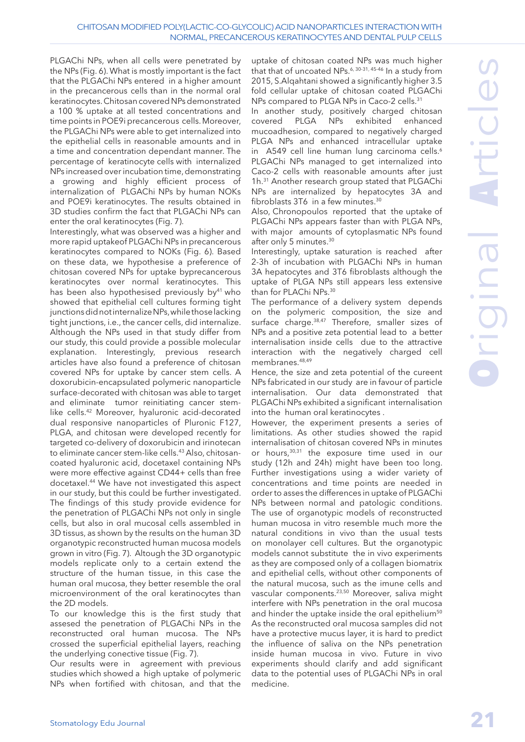PLGAChi NPs, when all cells were penetrated by the NPs (Fig. 6). What is mostly important is the fact that the PLGAChi NPs entered in a higher amount in the precancerous cells than in the normal oral keratinocytes. Chitosan covered NPs demonstrated a 100 % uptake at all tested concentrations and time points in POE9i precancerous cells. Moreover, the PLGAChi NPs were able to get internalized into the epithelial cells in reasonable amounts and in a time and concentration dependant manner. The percentage of keratinocyte cells with internalized NPs increased over incubation time, demonstrating a growing and highly efficient process of internalization of PLGAChi NPs by human NOKs and POE9i keratinocytes. The results obtained in 3D studies confirm the fact that PLGAChi NPs can enter the oral keratinocytes (Fig. 7).

Interestingly, what was observed was a higher and more rapid uptakeof PLGAChi NPs in precancerous keratinocytes compared to NOKs (Fig. 6). Based on these data, we hypothesise a preference of chitosan covered NPs for uptake byprecancerous keratinocytes over normal keratinocytes. This has been also hypothesised previously by[41] who showed that epithelial cell cultures forming tight junctions did not internalize NPs, while those lacking tight junctions, i.e., the cancer cells, did internalize. Although the NPs used in that study differ from our study, this could provide a possible molecular explanation. Interestingly, previous research articles have also found a preference of chitosan covered NPs for uptake by cancer stem cells. A doxorubicin-encapsulated polymeric nanoparticle surface-decorated with chitosan was able to target and eliminate tumor reinitiating cancer stem-like cells.[42] Moreover, hyaluronic acid-decorated dual responsive nanoparticles of Pluronic F127, PLGA, and chitosan were developed recently for targeted co-delivery of doxorubicin and irinotecan to eliminate cancer stem-like cells.[43] Also, chitosan-coated hyaluronic acid, docetaxel containing NPs were more effective against CD44+ cells than free docetaxel.[44] We have not investigated this aspect in our study, but this could be further investigated. The findings of this study provide evidence for the penetration of PLGAChi NPs not only in single cells, but also in oral mucosal cells assembled in 3D tissus, as shown by the results on the human 3D organotypic reconstructed human mucosa models grown in vitro (Fig. 7). Altough the 3D organotypic models replicate only to a certain extend the structure of the human tissue, in this case the human oral mucosa, they better resemble the oral microenvironment of the oral keratinocytes than the 2D models.

To our knowledge this is the first study that assesed the penetration of PLGAChi NPs in the reconstructed oral human mucosa. The NPs crossed the superficial epithelial layers, reaching the underlying conective tissue (Fig. 7).

Our results were in agreement with previous studies which showed a high uptake of polymeric NPs when fortified with chitosan, and that the uptake of chitosan coated NPs was much higher that that of uncoated NPs.[6, 30-31, 45-46] In a study from 2015, S.Alqahtani showed a significantly higher 3.5 fold cellular uptake of chitosan coated PLGAChi NPs compared to PLGA NPs in Caco-2 cells.[31]

In another study, positively charged chitosan covered PLGA NPs exhibited enhanced mucoadhesion, compared to negatively charged PLGA NPs and enhanced intracellular uptake in A549 cell line human lung carcinoma cells.[6] PLGAChi NPs managed to get internalized into Caco-2 cells with reasonable amounts after just 1h.[31] Another research group stated that PLGAChi NPs are internalized by hepatocytes 3A and fibroblasts 3T6 in a few minutes.[30]

Also, Chronopoulos reported that the uptake of PLGAChi NPs appears faster than with PLGA NPs, with major amounts of cytoplasmatic NPs found after only 5 minutes.[30]

Interestingly, uptake saturation is reached after 2-3h of incubation with PLGAChi NPs in human 3A hepatocytes and 3T6 fibroblasts although the uptake of PLGA NPs still appears less extensive than for PLAChi NPs.[30]

The performance of a delivery system depends on the polymeric composition, the size and surface charge.[38,47] Therefore, smaller sizes of NPs and a positive zeta potential lead to a better internalisation inside cells due to the attractive interaction with the negatively charged cell membranes.[48,49]

Hence, the size and zeta potential of the cureent NPs fabricated in our study are in favour of particle internalisation. Our data demonstrated that PLGAChi NPs exhibited a significant internalisation into the human oral keratinocytes .

However, the experiment presents a series of limitations. As other studies showed the rapid internalisation of chitosan covered NPs in minutes or hours,[30,31] the exposure time used in our study (12h and 24h) might have been too long. Further investigations using a wider variety of concentrations and time points are needed in order to asses the differences in uptake of PLGAChi NPs between normal and patologic conditions. The use of organotypic models of reconstructed human mucosa in vitro resemble much more the natural conditions in vivo than the usual tests on monolayer cell cultures. But the organotypic models cannot substitute the in vivo experiments as they are composed only of a collagen biomatrix and epithelial cells, without other components of the natural mucosa, such as the imune cells and vascular components.[23,50] Moreover, saliva might interfere with NPs penetration in the oral mucosa and hinder the uptake inside the oral epithelium[50] As the reconstructed oral mucosa samples did not have a protective mucus layer, it is hard to predict the influence of saliva on the NPs penetration inside human mucosa in vivo. Future in vivo experiments should clarify and add significant data to the potential uses of PLGAChi NPs in oral medicine.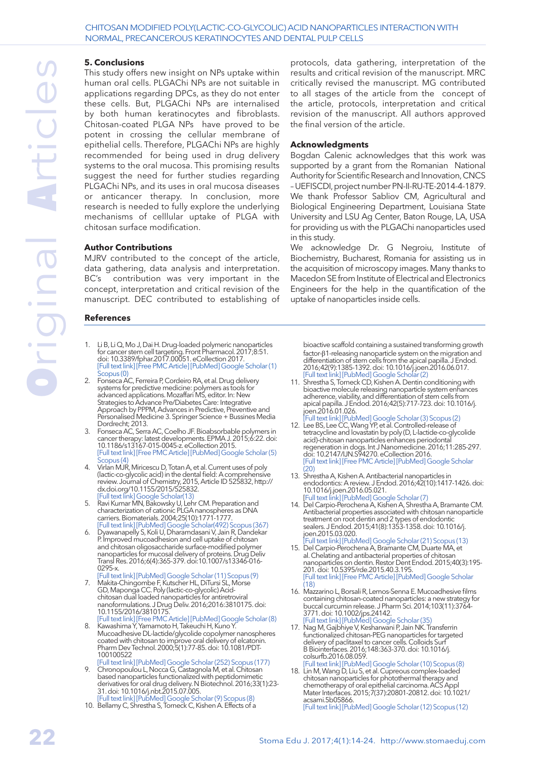## 5. Conclusions

This study offers new insight on NPs uptake within human oral cells. PLGAChi NPs are not suitable in applications regarding DPCs, as they do not enter these cells. But, PLGAChi NPs are internalised by both human keratinocytes and fibroblasts. Chitosan-coated PLGA NPs have proved to be potent in crossing the cellular membrane of epithelial cells. Therefore, PLGAChi NPs are highly recommended for being used in drug delivery systems to the oral mucosa. This promising results suggest the need for further studies regarding PLGAChi NPs, and its uses in oral mucosa diseases or anticancer therapy. In conclusion, more research is needed to fully explore the underlying mechanisms of celllular uptake of PLGA with chitosan surface modification.

## Author Contributions

MJRV contributed to the concept of the article, data gathering, data analysis and interpretation. BC's contribution was very important in the concept, interpretation and critical revision of the manuscript. DEC contributed to establishing of protocols, data gathering, interpretation of the results and critical revision of the manuscript. MRC critically revised the manuscript. MG contributed to all stages of the article from the concept of the article, protocols, interpretation and critical revision of the manuscript. All authors approved the final version of the article.

## Acknowledgments

Bogdan Calenic acknowledges that this work was supported by a grant from the Romanian National Authority for Scientific Research and Innovation, CNCS – UEFISCDI, project number PN-II-RU-TE-2014-4-1879. We thank Professor Sabliov CM, Agricultural and Biological Engineering Department, Louisiana State University and LSU Ag Center, Baton Rouge, LA, USA for providing us with the PLGAChi nanoparticles used in this study.

We acknowledge Dr. G Negroiu, Institute of Biochemistry, Bucharest, Romania for assisting us in the acquisition of microscopy images. Many thanks to Macedon SE from Institute of Electrical and Electronics Engineers for the help in the quantification of the uptake of nanoparticles inside cells.

## References

1. Li B, Li Q, Mo J, Dai H. Drug-loaded polymeric nanoparticles for cancer stem cell targeting. Front Pharmacol. 2017;8:51. doi: 10.3389/fphar.2017.00051. eCollection 2017.
[Full text link] [Free PMC Article] [PubMed] Google Scholar (1) Scopus (0)
2. Fonseca AC, Ferreira P, Cordeiro RA, et al. Drug delivery systems for predictive medicine: polymers as tools for advanced applications. Mozaffari MS, editor. In: New Strategies to Advance Pre/Diabetes Care: Integrative Approach by PPPM, Advances in Predictive, Preventive and Personalised Medicine 3. Springer Science + Bussines Media Dordrecht; 2013.
3. Fonseca AC, Serra AC, Coelho JF. Bioabsorbable polymers in cancer therapy: latest developments. EPMA J. 2015;6:22. doi: 10.1186/s13167-015-0045-z. eCollection 2015.
[Full text link] [Free PMC Article] [PubMed] Google Scholar (5) Scopus (4)
4. Virlan MJR, Miricescu D, Totan A, et al. Current uses of poly (lactic-co-glycolic acid) in the dental field: A comprehensive review. Journal of Chemistry, 2015, Article ID 525832, http://dx.doi.org/10.1155/2015/525832.
[Full text link] Google Scholar(13)
5. Ravi Kumar MN, Bakowsky U, Lehr CM. Preparation and characterization of cationic PLGA nanospheres as DNA carriers. Biomaterials. 2004;25(10):1771-1777.
[Full text link] [PubMed] Google Scholar(492) Scopus (367)
6. Dyawanapelly S, Koli U, Dharamdasani V, Jain R, Dandekar P. Improved mucoadhesion and cell uptake of chitosan and chitosan oligosaccharide surface-modified polymer nanoparticles for mucosal delivery of proteins. Drug Deliv Transl Res. 2016;6(4):365-379. doi:10.1007/s13346-016-0295-x.
[Full text link] [PubMed] Google Scholar (11) Scopus (9)
7. Makita-Chingombe F, Kutscher HL, DiTursi SL, Morse GD, Maponga CC. Poly (lactic-co-glycolic) Acid-chitosan dual loaded nanoparticles for antiretroviral nanoformulations. J Drug Deliv. 2016;2016:3810175. doi: 10.1155/2016/3810175.
[Full text link] [Free PMC Article] [PubMed] Google Scholar (8)
8. Kawashima Y, Yamamoto H, Takeuchi H, Kuno Y. Mucoadhesive DL-lactide/glycolide copolymer nanospheres coated with chitosan to improve oral delivery of elcatonin. Pharm Dev Technol. 2000;5(1):77-85. doi: 10.1081/PDT-100100522
[Full text link] [PubMed] Google Scholar (252) Scopus (177)
9. Chronopoulou L, Nocca G, Castagnola M, et al. Chitosan based nanoparticles functionalized with peptidomimetic derivatives for oral drug delivery. N Biotechnol. 2016;33(1):23-31. doi: 10.1016/j.nbt.2015.07.005.
[Full text link] [PubMed] Google Scholar (9) Scopus (8)
10. Bellamy C, Shrestha S, Torneck C, Kishen A. Effects of a bioactive scaffold containing a sustained transforming growth factor-β1-releasing nanoparticle system on the migration and differentiation of stem cells from the apical papilla. J Endod. 2016;42(9):1385-1392. doi: 10.1016/j.joen.2016.06.017.
[Full text link] [PubMed] Google Scholar (2)
11. Shrestha S, Torneck CD, Kishen A. Dentin conditioning with bioactive molecule releasing nanoparticle system enhances adherence, viability, and differentiation of stem cells from apical papilla. J Endod. 2016;42(5):717-723. doi: 10.1016/j.joen.2016.01.026.
[Full text link] [PubMed] Google Scholar (3) Scopus (2)
12. Lee BS, Lee CC, Wang YP, et al. Controlled-release of tetracycline and lovastatin by poly (D, L-lactide-co-glycolide acid)-chitosan nanoparticles enhances periodontal regeneration in dogs. Int J Nanomedicine. 2016;11:285-297. doi: 10.2147/IJN.S94270. eCollection 2016.
[Full text link] [Free PMC Article] [PubMed] Google Scholar (20)
13. Shrestha A, Kishen A. Antibacterial nanoparticles in endodontics: A review. J Endod. 2016;42(10):1417-1426. doi: 10.1016/j.joen.2016.05.021.
[Full text link] [PubMed] Google Scholar (7)
14. Del Carpio-Perochena A, Kishen A, Shrestha A, Bramante CM. Antibacterial properties associated with chitosan nanoparticle treatment on root dentin and 2 types of endodontic sealers. J Endod. 2015;41(8):1353-1358. doi: 10.1016/j.joen.2015.03.020.
[Full text link] [PubMed] Google Scholar (21) Scopus (13)
15. Del Carpio-Perochena A, Bramante CM, Duarte MA, et al. Chelating and antibacterial properties of chitosan nanoparticles on dentin. Restor Dent Endod. 2015;40(3):195-201. doi: 10.5395/rde.2015.40.3.195.
[Full text link] [Free PMC Article] [PubMed] Google Scholar (18)
16. Mazzarino L, Borsali R, Lemos-Senna E. Mucoadhesive films containing chitosan-coated nanoparticles: a new strategy for buccal curcumin release. J Pharm Sci. 2014;103(11):3764-3771. doi: 10.1002/jps.24142.
[Full text link] [PubMed] Google Scholar (35)
17. Nag M, Gajbhiye V, Kesharwani P, Jain NK. Transferrin functionalized chitosan-PEG nanoparticles for targeted delivery of paclitaxel to cancer cells. Colloids Surf B Biointerfaces. 2016;148:363-370. doi: 10.1016/j.colsurfb.2016.08.059.
[Full text link] [PubMed] Google Scholar (10) Scopus (8)
18. Lin M, Wang D, Liu S, et al. Cupreous complex-loaded chitosan nanoparticles for photothermal therapy and chemotherapy of oral epithelial carcinoma. ACS Appl Mater Interfaces. 2015;7(37):20801-20812. doi: 10.1021/acsami.5b05866.
[Full text link] [PubMed] Google Scholar (12) Scopus (12)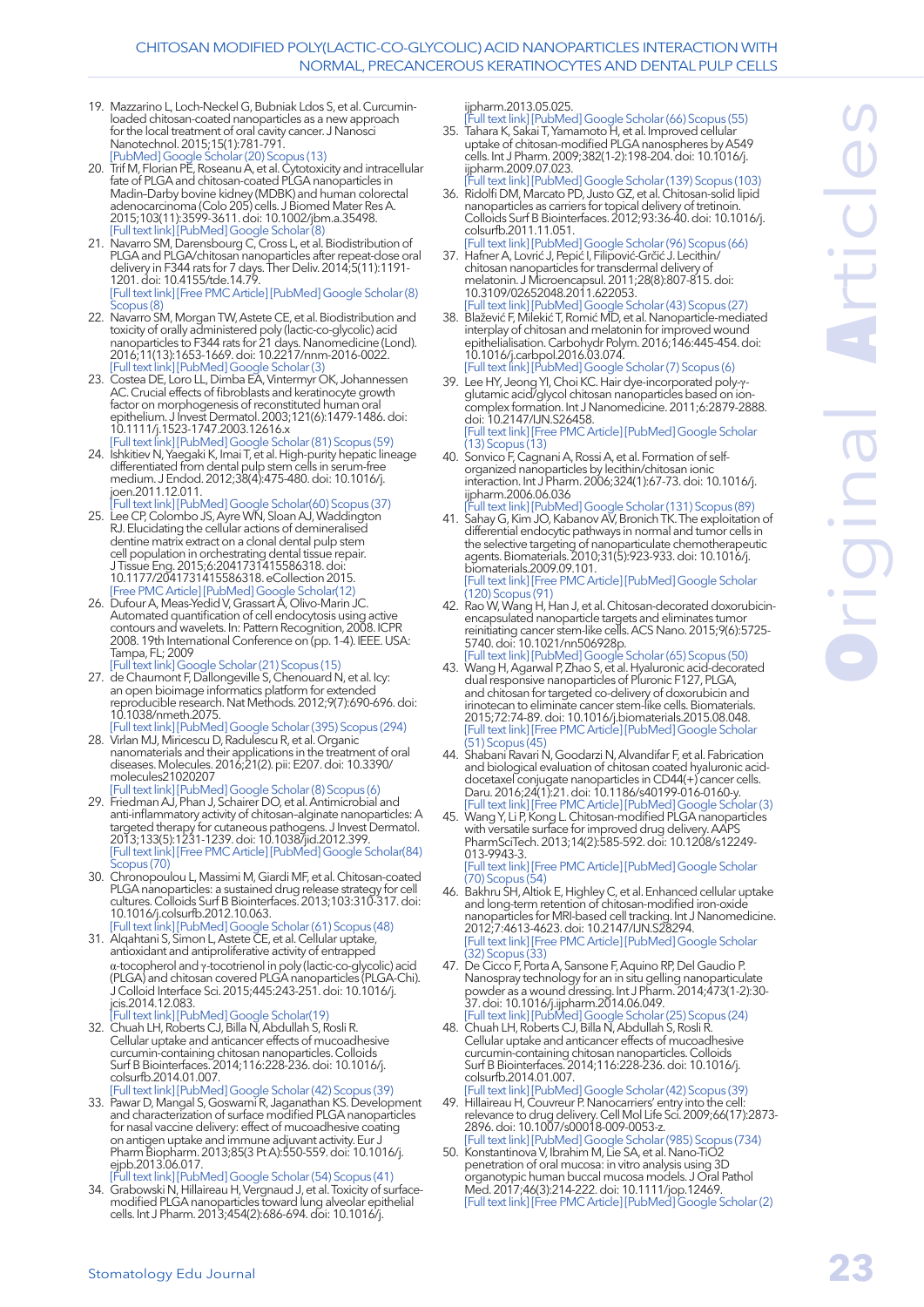19. Mazzarino L, Loch-Neckel G, Bubniak Ldos S, et al. Curcumin-loaded chitosan-coated nanoparticles as a new approach for the local treatment of oral cavity cancer. J Nanosci Nanotechnol. 2015;15(1):781-791.
[PubMed] Google Scholar (20) Scopus (13)
20. Trif M, Florian PE, Roseanu A, et al. Cytotoxicity and intracellular fate of PLGA and chitosan-coated PLGA nanoparticles in Madin-Darby bovine kidney (MDBK) and human colorectal adenocarcinoma (Colo 205) cells. J Biomed Mater Res A. 2015;103(11):3599-3611. doi: 10.1002/jbm.a.35498.
[Full text link] [PubMed] Google Scholar (8)
21. Navarro SM, Darensbourg C, Cross L, et al. Biodistribution of PLGA and PLGA/chitosan nanoparticles after repeat-dose oral delivery in F344 rats for 7 days. Ther Deliv. 2014;5(11):1191-1201. doi: 10.4155/tde.14.79.
[Full text link] [Free PMC Article] [PubMed] Google Scholar (8) Scopus (8)
22. Navarro SM, Morgan TW, Astete CE, et al. Biodistribution and toxicity of orally administered poly (lactic-co-glycolic) acid nanoparticles to F344 rats for 21 days. Nanomedicine (Lond). 2016;11(13):1653-1669. doi: 10.2217/nnm-2016-0022.
[Full text link] [PubMed] Google Scholar (3)
23. Costea DE, Loro LL, Dimba EA, Vintermyr OK, Johannessen AC. Crucial effects of fibroblasts and keratinocyte growth factor on morphogenesis of reconstituted human oral epithelium. J Invest Dermatol. 2003;121(6):1479-1486. doi: 10.1111/j.1523-1747.2003.12616.x
[Full text link] [PubMed] Google Scholar (81) Scopus (59)
24. Ishkitiev N, Yaegaki K, Imai T, et al. High-purity hepatic lineage differentiated from dental pulp stem cells in serum-free medium. J Endod. 2012;38(4):475-480. doi: 10.1016/j.joen.2011.12.011.
[Full text link] [PubMed] Google Scholar(60) Scopus (37)
25. Lee CP, Colombo JS, Ayre WN, Sloan AJ, Waddington RJ. Elucidating the cellular actions of demineralised dentine matrix extract on a clonal dental pulp stem cell population in orchestrating dental tissue repair. J Tissue Eng. 2015;6:2041731415586318. doi: 10.1177/2041731415586318. eCollection 2015.
[Free PMC Article] [PubMed] Google Scholar(12)
26. Dufour A, Meas-Yedid V, Grassart A, Olivo-Marin JC. Automated quantification of cell endocytosis using active contours and wavelets. In: Pattern Recognition, 2008. ICPR 2008. 19th International Conference on (pp. 1-4). IEEE. USA: Tampa, FL; 2009
[Full text link] Google Scholar (21) Scopus (15)
27. de Chaumont F, Dallongeville S, Chenouard N, et al. Icy: an open bioimage informatics platform for extended reproducible research. Nat Methods. 2012;9(7):690-696. doi: 10.1038/nmeth.2075.
[Full text link] [PubMed] Google Scholar (395) Scopus (294)
28. Virlan MJ, Miricescu D, Radulescu R, et al. Organic nanomaterials and their applications in the treatment of oral diseases. Molecules. 2016;21(2). pii: E207. doi: 10.3390/molecules21020207
[Full text link] [PubMed] Google Scholar (8) Scopus (6)
29. Friedman AJ, Phan J, Schairer DO, et al. Antimicrobial and anti-inflammatory activity of chitosan–alginate nanoparticles: A targeted therapy for cutaneous pathogens. J Invest Dermatol. 2013;133(5):1231-1239. doi: 10.1038/jid.2012.399.
[Full text link] [Free PMC Article] [PubMed] Google Scholar(84) Scopus (70)
30. Chronopoulou L, Massimi M, Giardi MF, et al. Chitosan-coated PLGA nanoparticles: a sustained drug release strategy for cell cultures. Colloids Surf B Biointerfaces. 2013;103:310-317. doi: 10.1016/j.colsurfb.2012.10.063.
[Full text link] [PubMed] Google Scholar (61) Scopus (48)
31. Alqahtani S, Simon L, Astete CE, et al. Cellular uptake, antioxidant and antiproliferative activity of entrapped α-tocopherol and γ-tocotrienol in poly (lactic-co-glycolic) acid (PLGA) and chitosan covered PLGA nanoparticles (PLGA-Chi). J Colloid Interface Sci. 2015;445:243-251. doi: 10.1016/j.jcis.2014.12.083.
[Full text link] [PubMed] Google Scholar(19)
32. Chuah LH, Roberts CJ, Billa N, Abdullah S, Rosli R. Cellular uptake and anticancer effects of mucoadhesive curcumin-containing chitosan nanoparticles. Colloids Surf B Biointerfaces. 2014;116:228-236. doi: 10.1016/j.colsurfb.2014.01.007.
[Full text link] [PubMed] Google Scholar (42) Scopus (39)
33. Pawar D, Mangal S, Goswami R, Jaganathan KS. Development and characterization of surface modified PLGA nanoparticles for nasal vaccine delivery: effect of mucoadhesive coating on antigen uptake and immune adjuvant activity. Eur J Pharm Biopharm. 2013;85(3 Pt A):550-559. doi: 10.1016/j.ejpb.2013.06.017.
[Full text link] [PubMed] Google Scholar (54) Scopus (41)
34. Grabowski N, Hillaireau H, Vergnaud J, et al. Toxicity of surface-modified PLGA nanoparticles toward lung alveolar epithelial cells. Int J Pharm. 2013;454(2):686-694. doi: 10.1016/j.ijpharm.2013.05.025.
[Full text link] [PubMed] Google Scholar (66) Scopus (55)
35. Tahara K, Sakai T, Yamamoto H, et al. Improved cellular uptake of chitosan-modified PLGA nanospheres by A549 cells. Int J Pharm. 2009;382(1-2):198-204. doi: 10.1016/j.ijpharm.2009.07.023.
[Full text link] [PubMed] Google Scholar (139) Scopus (103)
36. Ridolfi DM, Marcato PD, Justo GZ, et al. Chitosan-solid lipid nanoparticles as carriers for topical delivery of tretinoin. Colloids Surf B Biointerfaces. 2012;93:36-40. doi: 10.1016/j.colsurfb.2011.11.051.
[Full text link] [PubMed] Google Scholar (96) Scopus (66)
37. Hafner A, Lovrić J, Pepić I, Filipović-Grčić J. Lecithin/chitosan nanoparticles for transdermal delivery of melatonin. J Microencapsul. 2011;28(8):807-815. doi: 10.3109/02652048.2011.622053.
[Full text link] [PubMed] Google Scholar (43) Scopus (27)
38. Blažević F, Milekić T, Romić MD, et al. Nanoparticle-mediated interplay of chitosan and melatonin for improved wound epithelialisation. Carbohydr Polym. 2016;146:445-454. doi: 10.1016/j.carbpol.2016.03.074.
[Full text link] [PubMed] Google Scholar (7) Scopus (6)
39. Lee HY, Jeong YI, Choi KC. Hair dye-incorporated poly-γ-glutamic acid/glycol chitosan nanoparticles based on ion-complex formation. Int J Nanomedicine. 2011;6:2879-2888. doi: 10.2147/IJN.S26458.
[Full text link] [Free PMC Article] [PubMed] Google Scholar (13) Scopus (13)
40. Sonvico F, Cagnani A, Rossi A, et al. Formation of self-organized nanoparticles by lecithin/chitosan ionic interaction. Int J Pharm. 2006;324(1):67-73. doi: 10.1016/j.ijpharm.2006.06.036
[Full text link] [PubMed] Google Scholar (131) Scopus (89)
41. Sahay G, Kim JO, Kabanov AV, Bronich TK. The exploitation of differential endocytic pathways in normal and tumor cells in the selective targeting of nanoparticulate chemotherapeutic agents. Biomaterials. 2010;31(5):923-933. doi: 10.1016/j.biomaterials.2009.09.101.
[Full text link] [Free PMC Article] [PubMed] Google Scholar (120) Scopus (91)
42. Rao W, Wang H, Han J, et al. Chitosan-decorated doxorubicin-encapsulated nanoparticle targets and eliminates tumor reinitiating cancer stem-like cells. ACS Nano. 2015;9(6):5725-5740. doi: 10.1021/nn506928p.
[Full text link] [PubMed] Google Scholar (65) Scopus (50)
43. Wang H, Agarwal P, Zhao S, et al. Hyaluronic acid-decorated dual responsive nanoparticles of Pluronic F127, PLGA, and chitosan for targeted co-delivery of doxorubicin and irinotecan to eliminate cancer stem-like cells. Biomaterials. 2015;72:74-89. doi: 10.1016/j.biomaterials.2015.08.048.
[Full text link] [Free PMC Article] [PubMed] Google Scholar (51) Scopus (45)
44. Shabani Ravari N, Goodarzi N, Alvandifar F, et al. Fabrication and biological evaluation of chitosan coated hyaluronic acid-docetaxel conjugate nanoparticles in CD44(+) cancer cells. Daru. 2016;24(1):21. doi: 10.1186/s40199-016-0160-y.
[Full text link] [Free PMC Article] [PubMed] Google Scholar (3)
45. Wang Y, Li P, Kong L. Chitosan-modified PLGA nanoparticles with versatile surface for improved drug delivery. AAPS PharmSciTech. 2013;14(2):585-592. doi: 10.1208/s12249-013-9943-3.
[Full text link] [Free PMC Article] [PubMed] Google Scholar (70) Scopus (54)
46. Bakhru SH, Altiok E, Highley C, et al. Enhanced cellular uptake and long-term retention of chitosan-modified iron-oxide nanoparticles for MRI-based cell tracking. Int J Nanomedicine. 2012;7:4613-4623. doi: 10.2147/IJN.S28294.
[Full text link] [Free PMC Article] [PubMed] Google Scholar (32) Scopus (33)
47. De Cicco F, Porta A, Sansone F, Aquino RP, Del Gaudio P. Nanospray technology for an in situ gelling nanoparticulate powder as a wound dressing. Int J Pharm. 2014;473(1-2):30-37. doi: 10.1016/j.ijpharm.2014.06.049.
[Full text link] [PubMed] Google Scholar (25) Scopus (24)
48. Chuah LH, Roberts CJ, Billa N, Abdullah S, Rosli R. Cellular uptake and anticancer effects of mucoadhesive curcumin-containing chitosan nanoparticles. Colloids Surf B Biointerfaces. 2014;116:228-236. doi: 10.1016/j.colsurfb.2014.01.007.
[Full text link] [PubMed] Google Scholar (42) Scopus (39)
49. Hillaireau H, Couvreur P. Nanocarriers' entry into the cell: relevance to drug delivery. Cell Mol Life Sci. 2009;66(17):2873-2896. doi: 10.1007/s00018-009-0053-z.
[Full text link] [PubMed] Google Scholar (985) Scopus (734)
50. Konstantinova V, Ibrahim M, Lie SA, et al. Nano-TiO2 penetration of oral mucosa: in vitro analysis using 3D organotypic human buccal mucosa models. J Oral Pathol Med. 2017;46(3):214-222. doi: 10.1111/jop.12469.
[Full text link] [Free PMC Article] [PubMed] Google Scholar (2)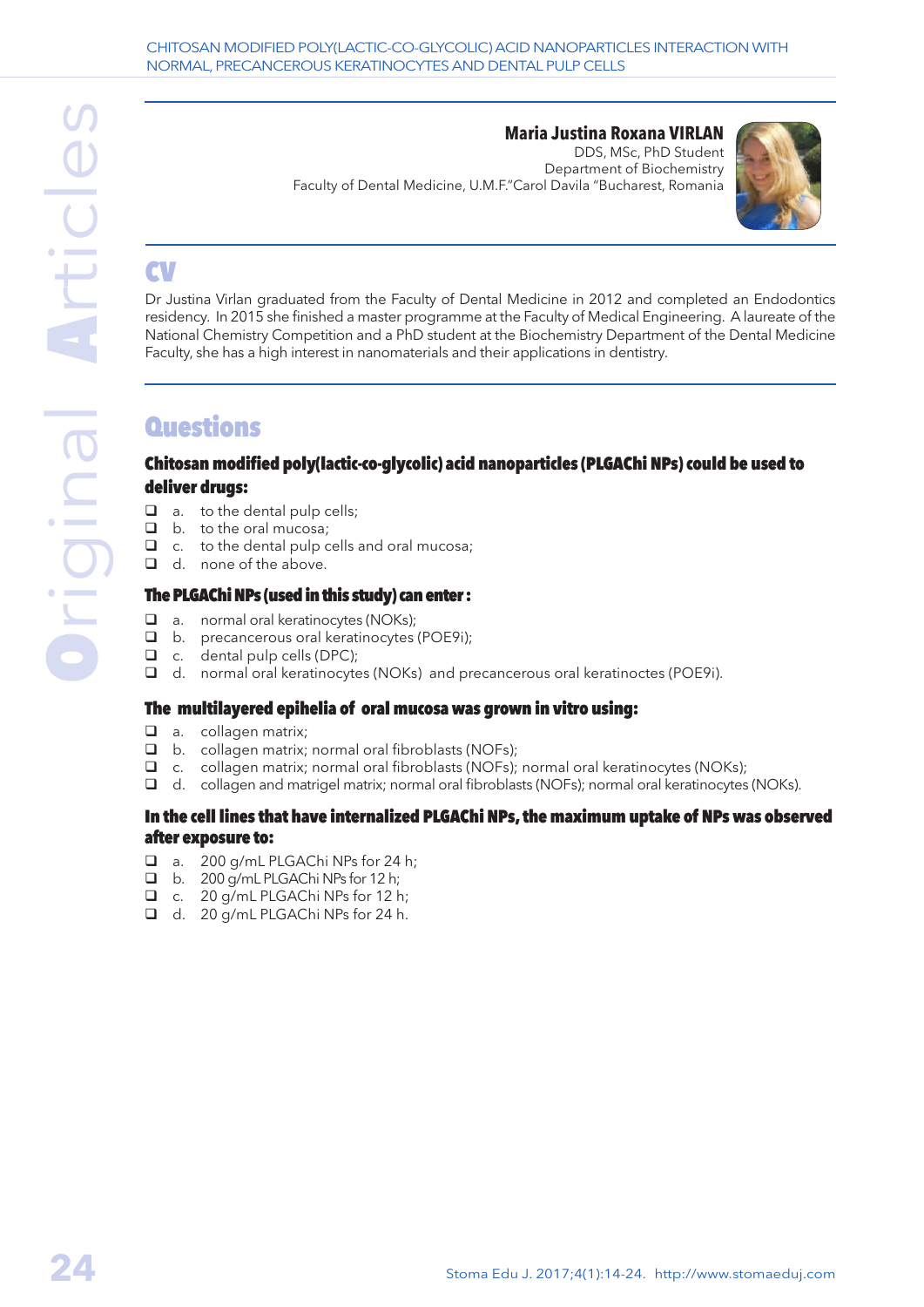**Maria Justina Roxana VIRLAN**
DDS, MSc, PhD Student
Department of Biochemistry
Faculty of Dental Medicine, U.M.F."Carol Davila "Bucharest, Romania

## CV

Dr Justina Virlan graduated from the Faculty of Dental Medicine in 2012 and completed an Endodontics residency. In 2015 she finished a master programme at the Faculty of Medical Engineering. A laureate of the National Chemistry Competition and a PhD student at the Biochemistry Department of the Dental Medicine Faculty, she has a high interest in nanomaterials and their applications in dentistry.

## Questions

### Chitosan modified poly(lactic-co-glycolic) acid nanoparticles (PLGAChi NPs) could be used to deliver drugs:

- ❑ a. to the dental pulp cells;
- ❑ b. to the oral mucosa;
- ❑ c. to the dental pulp cells and oral mucosa;
- ❑ d. none of the above.

### The PLGAChi NPs (used in this study) can enter :

- ❑ a. normal oral keratinocytes (NOKs);
- ❑ b. precancerous oral keratinocytes (POE9i);
- ❑ c. dental pulp cells (DPC);
- ❑ d. normal oral keratinocytes (NOKs) and precancerous oral keratinoctes (POE9i).

### The multilayered epihelia of oral mucosa was grown in vitro using:

- ❑ a. collagen matrix;
- ❑ b. collagen matrix; normal oral fibroblasts (NOFs);
- ❑ c. collagen matrix; normal oral fibroblasts (NOFs); normal oral keratinocytes (NOKs);
- ❑ d. collagen and matrigel matrix; normal oral fibroblasts (NOFs); normal oral keratinocytes (NOKs).

### In the cell lines that have internalized PLGAChi NPs, the maximum uptake of NPs was observed after exposure to:

- ❑ a. 200 g/mL PLGAChi NPs for 24 h;
- ❑ b. 200 g/mL PLGAChi NPs for 12 h;
- ❑ c. 20 g/mL PLGAChi NPs for 12 h;
- ❑ d. 20 g/mL PLGAChi NPs for 24 h.